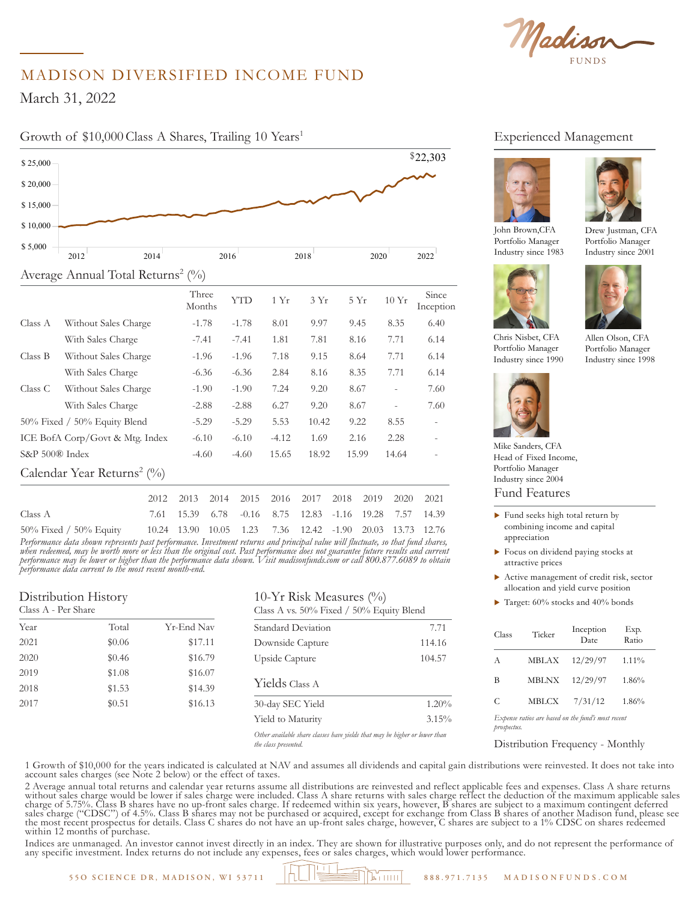# MADISON DIVERSIFIED INCOME FUND

March 31, 2022

## Growth of $10,000 Class A Shares, Trailing 10 Years[1]

$22,303

## Average Annual Total Returns[2] (%)

| | | Three Months | YTD | 1 Yr | 3 Yr | 5 Yr | 10 Yr | Since Inception |
|---|---|---|---|---|---|---|---|---|
| Class A | Without Sales Charge | -1.78 | -1.78 | 8.01 | 9.97 | 9.45 | 8.35 | 6.40 |
| | With Sales Charge | -7.41 | -7.41 | 1.81 | 7.81 | 8.16 | 7.71 | 6.14 |
| Class B | Without Sales Charge | -1.96 | -1.96 | 7.18 | 9.15 | 8.64 | 7.71 | 6.14 |
| | With Sales Charge | -6.36 | -6.36 | 2.84 | 8.16 | 8.35 | 7.71 | 6.14 |
| Class C | Without Sales Charge | -1.90 | -1.90 | 7.24 | 9.20 | 8.67 | - | 7.60 |
| | With Sales Charge | -2.88 | -2.88 | 6.27 | 9.20 | 8.67 | - | 7.60 |
| 50% Fixed / 50% Equity Blend | | -5.29 | -5.29 | 5.53 | 10.42 | 9.22 | 8.55 | - |
| ICE BofA Corp/Govt & Mtg. Index | | -6.10 | -6.10 | -4.12 | 1.69 | 2.16 | 2.28 | - |
| S&P 500® Index | | -4.60 | -4.60 | 15.65 | 18.92 | 15.99 | 14.64 | - |

## Calendar Year Returns[2] (%)

| | 2012 | 2013 | 2014 | 2015 | 2016 | 2017 | 2018 | 2019 | 2020 | 2021 |
|---|---|---|---|---|---|---|---|---|---|---|
| Class A | 7.61 | 15.39 | 6.78 | -0.16 | 8.75 | 12.83 | -1.16 | 19.28 | 7.57 | 14.39 |
| 50% Fixed / 50% Equity | 10.24 | 13.90 | 10.05 | 1.23 | 7.36 | 12.42 | -1.90 | 20.03 | 13.73 | 12.76 |

*Performance data shown represents past performance. Investment returns and principal value will fluctuate, so that fund shares, when redeemed, may be worth more or less than the original cost. Past performance does not guarantee future results and current performance may be lower or higher than the performance data shown. Visit madisonfunds.com or call 800.877.6089 to obtain performance data current to the most recent month-end.*

## Distribution History

Class A - Per Share

| Year | Total | Yr-End Nav |
|---|---|---|
| 2021 | $0.06 | $17.11 |
| 2020 | $0.46 | $16.79 |
| 2019 | $1.08 | $16.07 |
| 2018 | $1.53 | $14.39 |
| 2017 | $0.51 | $16.13 |

## 10-Yr Risk Measures (%)

Class A vs. 50% Fixed / 50% Equity Blend

| | |
|---|---|
| Standard Deviation | 7.71 |
| Downside Capture | 114.16 |
| Upside Capture | 104.57 |

## Yields Class A

| | |
|---|---|
| 30-day SEC Yield | 1.20% |
| Yield to Maturity | 3.15% |

*Other available share classes have yields that may be higher or lower than the class presented.*

## Experienced Management

John Brown, CFA
Portfolio Manager
Industry since 1983

Drew Justman, CFA
Portfolio Manager
Industry since 2001

Chris Nisbet, CFA
Portfolio Manager
Industry since 1990

Allen Olson, CFA
Portfolio Manager
Industry since 1998

Mike Sanders, CFA
Head of Fixed Income,
Portfolio Manager
Industry since 2004

## Fund Features

- Fund seeks high total return by combining income and capital appreciation
- Focus on dividend paying stocks at attractive prices
- Active management of credit risk, sector allocation and yield curve position
- Target: 60% stocks and 40% bonds

| Class | Ticker | Inception Date | Exp. Ratio |
|---|---|---|---|
| A | MBLAX | 12/29/97 | 1.11% |
| B | MBLNX | 12/29/97 | 1.86% |
| C | MBLCX | 7/31/12 | 1.86% |

*Expense ratios are based on the fund's most recent prospectus.*

Distribution Frequency - Monthly

1 Growth of $10,000 for the years indicated is calculated at NAV and assumes all dividends and capital gain distributions were reinvested. It does not take into account sales charges (see Note 2 below) or the effect of taxes.

2 Average annual total returns and calendar year returns assume all distributions are reinvested and reflect applicable fees and expenses. Class A share returns without sales charge would be lower if sales charge were included. Class A share returns with sales charge reflect the deduction of the maximum applicable sales charge of 5.75%. Class B shares have no up-front sales charge. If redeemed within six years, however, B shares are subject to a maximum contingent deferred sales charge ("CDSC") of 4.5%. Class B shares may not be purchased or acquired, except for exchange from Class B shares of another Madison fund, please see the most recent prospectus for details. Class C shares do not have an up-front sales charge, however, C shares are subject to a 1% CDSC on shares redeemed within 12 months of purchase.

Indices are unmanaged. An investor cannot invest directly in an index. They are shown for illustrative purposes only, and do not represent the performance of any specific investment. Index returns do not include any expenses, fees or sales charges, which would lower performance.

550 SCIENCE DR, MADISON, WI 53711 888.971.7135 MADISONFUNDS.COM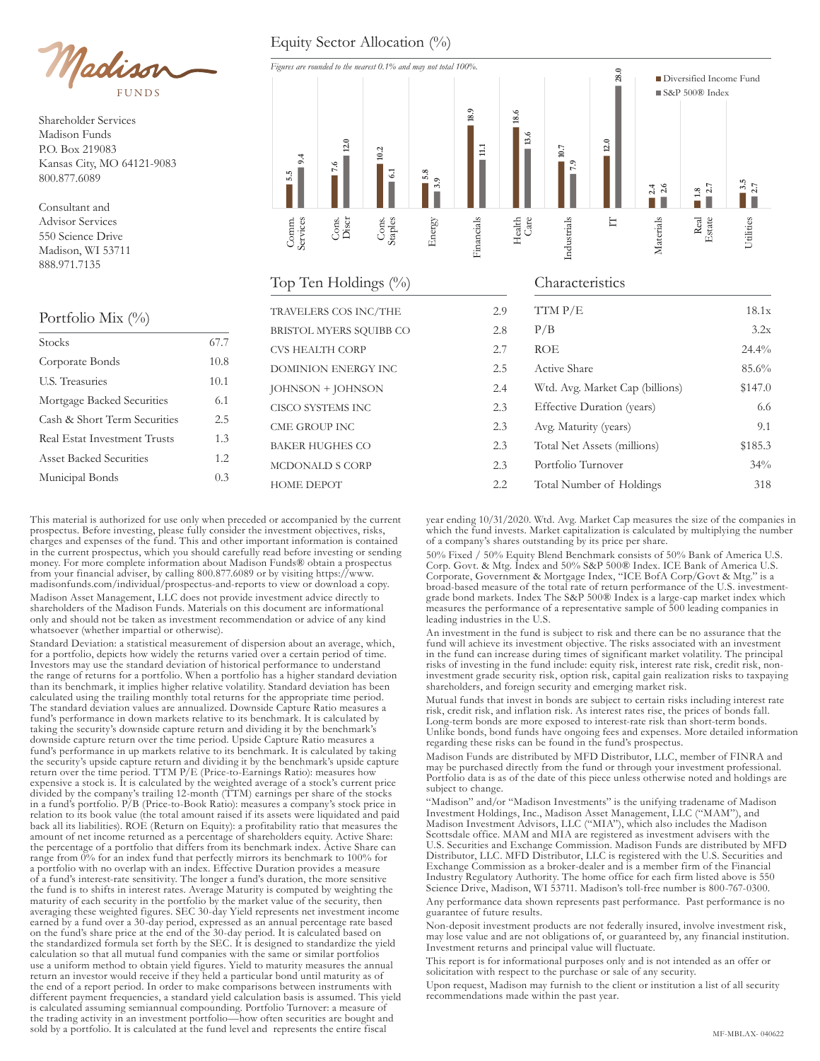Madison FUNDS

Shareholder Services
Madison Funds
P.O. Box 219083
Kansas City, MO 64121-9083
800.877.6089

Consultant and
Advisor Services
550 Science Drive
Madison, WI 53711
888.971.7135

## Portfolio Mix (%)

| | |
|---|---|
| Stocks | 67.7 |
| Corporate Bonds | 10.8 |
| U.S. Treasuries | 10.1 |
| Mortgage Backed Securities | 6.1 |
| Cash & Short Term Securities | 2.5 |
| Real Estat Investment Trusts | 1.3 |
| Asset Backed Securities | 1.2 |
| Municipal Bonds | 0.3 |

## Equity Sector Allocation (%)

*Figures are rounded to the nearest 0.1% and may not total 100%.*

Diversified Income Fund
S&P 500® Index

Comm. Services 5.5 9.4
Cons. Discr 7.6 12.0
Cons. Staples 10.2 6.1
Energy 5.8 3.9
Financials 18.9 11.1
Health Care 18.6 13.6
Industrials 10.7 7.9
IT 12.0 28.0
Materials 2.4 2.6
Real Estate 1.8 2.7
Utilities 3.5 2.7

## Top Ten Holdings (%)

| | |
|---|---|
| TRAVELERS COS INC/THE | 2.9 |
| BRISTOL MYERS SQUIBB CO | 2.8 |
| CVS HEALTH CORP | 2.7 |
| DOMINION ENERGY INC | 2.5 |
| JOHNSON + JOHNSON | 2.4 |
| CISCO SYSTEMS INC | 2.3 |
| CME GROUP INC | 2.3 |
| BAKER HUGHES CO | 2.3 |
| MCDONALD S CORP | 2.3 |
| HOME DEPOT | 2.2 |

## Characteristics

| | |
|---|---|
| TTM P/E | 18.1x |
| P/B | 3.2x |
| ROE | 24.4% |
| Active Share | 85.6% |
| Wtd. Avg. Market Cap (billions) | $147.0 |
| Effective Duration (years) | 6.6 |
| Avg. Maturity (years) | 9.1 |
| Total Net Assets (millions) | $185.3 |
| Portfolio Turnover | 34% |
| Total Number of Holdings | 318 |

This material is authorized for use only when preceded or accompanied by the current prospectus. Before investing, please fully consider the investment objectives, risks, charges and expenses of the fund. This and other important information is contained in the current prospectus, which you should carefully read before investing or sending money. For more complete information about Madison Funds® obtain a prospectus from your financial adviser, by calling 800.877.6089 or by visiting https://www.madisonfunds.com/individual/prospectus-and-reports to view or download a copy.

Madison Asset Management, LLC does not provide investment advice directly to shareholders of the Madison Funds. Materials on this document are informational only and should not be taken as investment recommendation or advice of any kind whatsoever (whether impartial or otherwise).

Standard Deviation: a statistical measurement of dispersion about an average, which, for a portfolio, depicts how widely the returns varied over a certain period of time. Investors may use the standard deviation of historical performance to understand the range of returns for a portfolio. When a portfolio has a higher standard deviation than its benchmark, it implies higher relative volatility. Standard deviation has been calculated using the trailing monthly total returns for the appropriate time period. The standard deviation values are annualized. Downside Capture Ratio measures a fund's performance in down markets relative to its benchmark. It is calculated by taking the security's downside capture return and dividing it by the benchmark's downside capture return over the time period. Upside Capture Ratio measures a fund's performance in up markets relative to its benchmark. It is calculated by taking the security's upside capture return and dividing it by the benchmark's upside capture return over the time period. TTM P/E (Price-to-Earnings Ratio): measures how expensive a stock is. It is calculated by the weighted average of a stock's current price divided by the company's trailing 12-month (TTM) earnings per share of the stocks in a fund's portfolio. P/B (Price-to-Book Ratio): measures a company's stock price in relation to its book value (the total amount raised if its assets were liquidated and paid back all its liabilities). ROE (Return on Equity): a profitability ratio that measures the amount of net income returned as a percentage of shareholders equity. Active Share: the percentage of a portfolio that differs from its benchmark index. Active Share can range from 0% for an index fund that perfectly mirrors its benchmark to 100% for a portfolio with no overlap with an index. Effective Duration provides a measure of a fund's interest-rate sensitivity. The longer a fund's duration, the more sensitive the fund is to shifts in interest rates. Average Maturity is computed by weighting the maturity of each security in the portfolio by the market value of the security, then averaging these weighted figures. SEC 30-day Yield represents net investment income earned by a fund over a 30-day period, expressed as an annual percentage rate based on the fund's share price at the end of the 30-day period. It is calculated based on the standardized formula set forth by the SEC. It is designed to standardize the yield calculation so that all mutual fund companies with the same or similar portfolios use a uniform method to obtain yield figures. Yield to maturity measures the annual return an investor would receive if they held a particular bond until maturity as of the end of a report period. In order to make comparisons between instruments with different payment frequencies, a standard yield calculation basis is assumed. This yield is calculated assuming semiannual compounding. Portfolio Turnover: a measure of the trading activity in an investment portfolio—how often securities are bought and sold by a portfolio. It is calculated at the fund level and represents the entire fiscal year ending 10/31/2020. Wtd. Avg. Market Cap measures the size of the companies in which the fund invests. Market capitalization is calculated by multiplying the number of a company's shares outstanding by its price per share.

50% Fixed / 50% Equity Blend Benchmark consists of 50% Bank of America U.S. Corp. Govt. & Mtg. Index and 50% S&P 500® Index. ICE Bank of America U.S. Corporate, Government & Mortgage Index, "ICE BofA Corp/Govt & Mtg." is a broad-based measure of the total rate of return performance of the U.S. investment-grade bond markets. Index The S&P 500® Index is a large-cap market index which measures the performance of a representative sample of 500 leading companies in leading industries in the U.S.

An investment in the fund is subject to risk and there can be no assurance that the fund will achieve its investment objective. The risks associated with an investment in the fund can increase during times of significant market volatility. The principal risks of investing in the fund include: equity risk, interest rate risk, credit risk, non-investment grade security risk, option risk, capital gain realization risks to taxpaying shareholders, and foreign security and emerging market risk.

Mutual funds that invest in bonds are subject to certain risks including interest rate risk, credit risk, and inflation risk. As interest rates rise, the prices of bonds fall. Long-term bonds are more exposed to interest-rate risk than short-term bonds. Unlike bonds, bond funds have ongoing fees and expenses. More detailed information regarding these risks can be found in the fund's prospectus.

Madison Funds are distributed by MFD Distributor, LLC, member of FINRA and may be purchased directly from the fund or through your investment professional. Portfolio data is as of the date of this piece unless otherwise noted and holdings are subject to change.

"Madison" and/or "Madison Investments" is the unifying tradename of Madison Investment Holdings, Inc., Madison Asset Management, LLC ("MAM"), and Madison Investment Advisors, LLC ("MIA"), which also includes the Madison Scottsdale office. MAM and MIA are registered as investment advisers with the U.S. Securities and Exchange Commission. Madison Funds are distributed by MFD Distributor, LLC. MFD Distributor, LLC is registered with the U.S. Securities and Exchange Commission as a broker-dealer and is a member firm of the Financial Industry Regulatory Authority. The home office for each firm listed above is 550 Science Drive, Madison, WI 53711. Madison's toll-free number is 800-767-0300.

Any performance data shown represents past performance. Past performance is no guarantee of future results.

Non-deposit investment products are not federally insured, involve investment risk, may lose value and are not obligations of, or guaranteed by, any financial institution. Investment returns and principal value will fluctuate.

This report is for informational purposes only and is not intended as an offer or solicitation with respect to the purchase or sale of any security.

Upon request, Madison may furnish to the client or institution a list of all security recommendations made within the past year.

MF-MBLAX- 040622